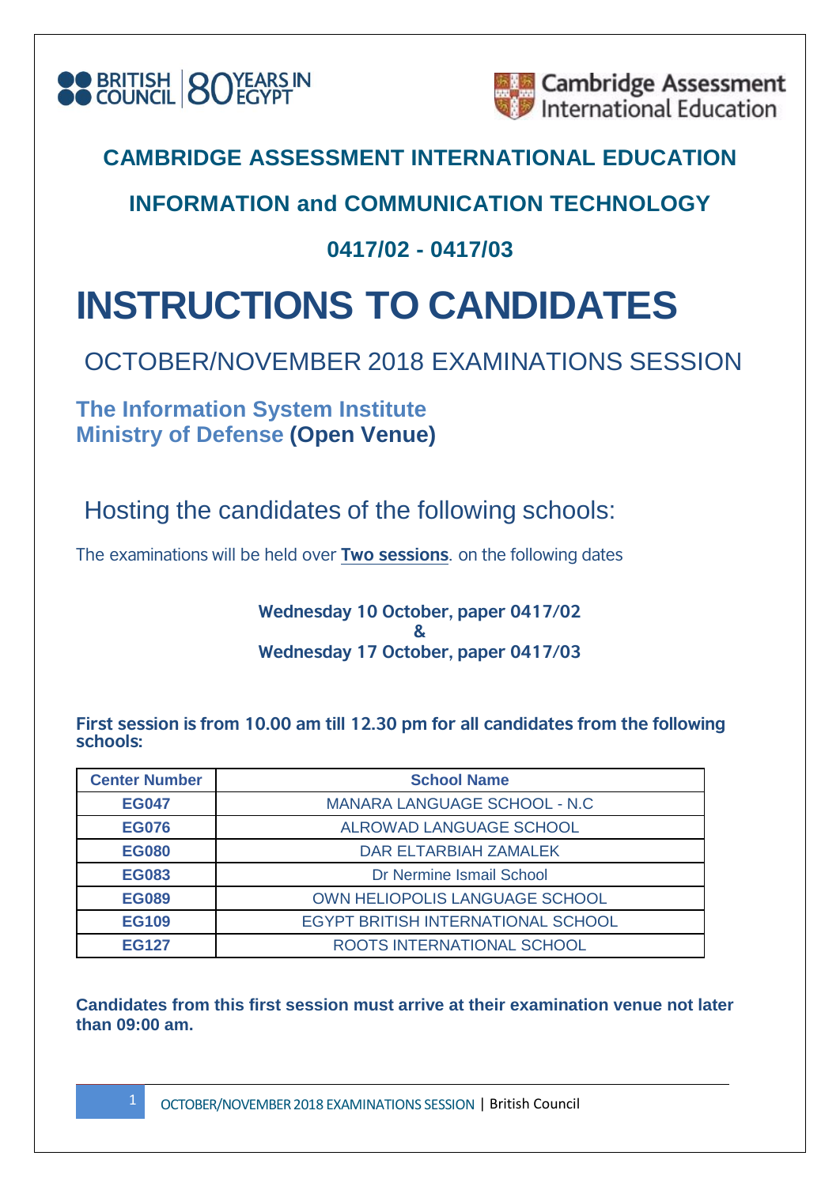BRITISH COUNCIL | 80 YEARS IN EGYPT

Cambridge Assessment International Education

## CAMBRIDGE ASSESSMENT INTERNATIONAL EDUCATION

## INFORMATION and COMMUNICATION TECHNOLOGY

## 0417/02 - 0417/03

# INSTRUCTIONS TO CANDIDATES

## OCTOBER/NOVEMBER 2018 EXAMINATIONS SESSION

**The Information System Institute**
**Ministry of Defense (Open Venue)**

## Hosting the candidates of the following schools:

The examinations will be held over **Two sessions**. on the following dates

**Wednesday 10 October, paper 0417/02**
**&**
**Wednesday 17 October, paper 0417/03**

**First session is from 10.00 am till 12.30 pm for all candidates from the following schools:**

| Center Number | School Name |
|---|---|
| EG047 | MANARA LANGUAGE SCHOOL - N.C |
| EG076 | ALROWAD LANGUAGE SCHOOL |
| EG080 | DAR ELTARBIAH ZAMALEK |
| EG083 | Dr Nermine Ismail School |
| EG089 | OWN HELIOPOLIS LANGUAGE SCHOOL |
| EG109 | EGYPT BRITISH INTERNATIONAL SCHOOL |
| EG127 | ROOTS INTERNATIONAL SCHOOL |

**Candidates from this first session must arrive at their examination venue not later than 09:00 am.**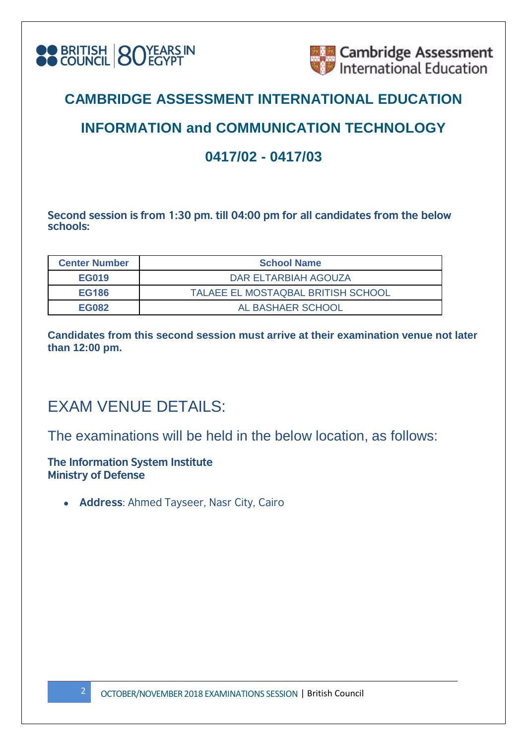# CAMBRIDGE ASSESSMENT INTERNATIONAL EDUCATION

## INFORMATION and COMMUNICATION TECHNOLOGY

## 0417/02 - 0417/03

**Second session is from 1:30 pm. till 04:00 pm for all candidates from the below schools:**

| Center Number | School Name |
|---|---|
| EG019 | DAR ELTARBIAH AGOUZA |
| EG186 | TALAEE EL MOSTAQBAL BRITISH SCHOOL |
| EG082 | AL BASHAER SCHOOL |

**Candidates from this second session must arrive at their examination venue not later than 12:00 pm.**

# EXAM VENUE DETAILS:

The examinations will be held in the below location, as follows:

**The Information System Institute**
**Ministry of Defense**

- **Address**: Ahmed Tayseer, Nasr City, Cairo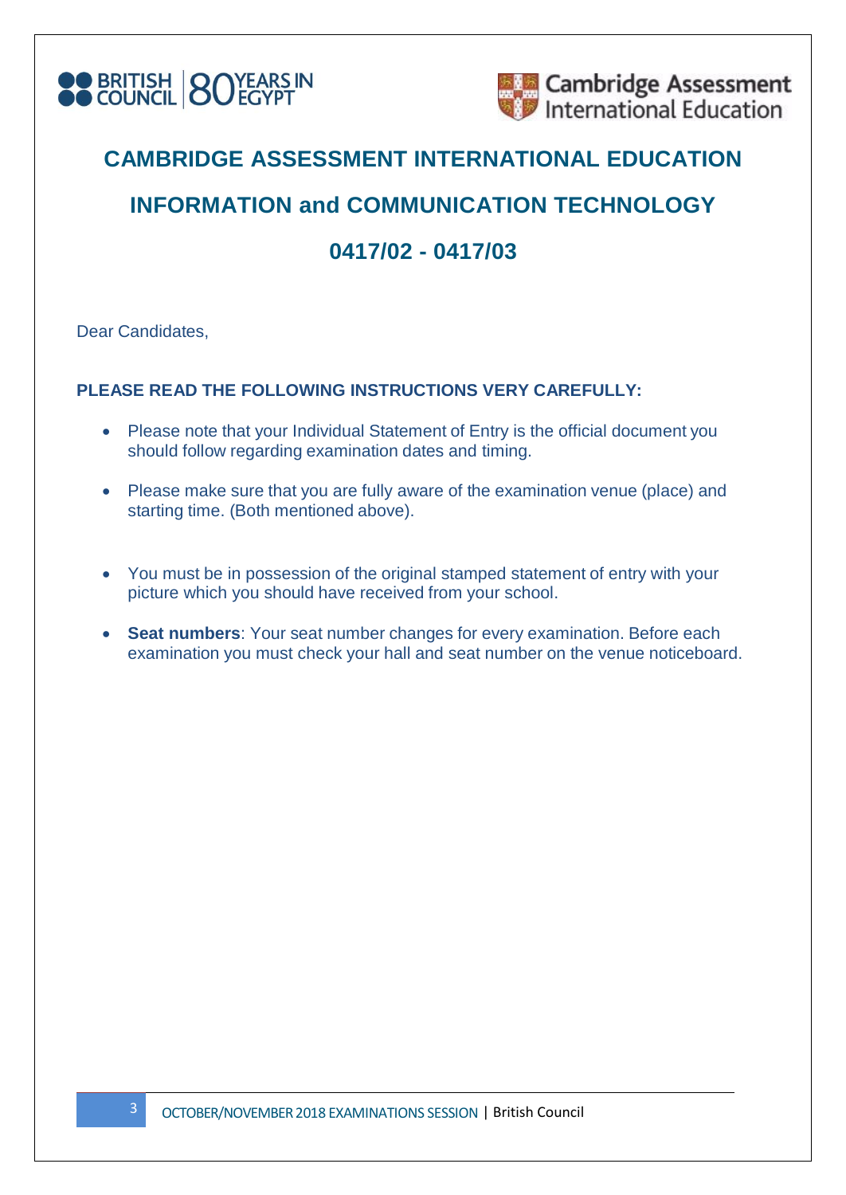# CAMBRIDGE ASSESSMENT INTERNATIONAL EDUCATION

## INFORMATION and COMMUNICATION TECHNOLOGY

## 0417/02 - 0417/03

Dear Candidates,

**PLEASE READ THE FOLLOWING INSTRUCTIONS VERY CAREFULLY:**

- Please note that your Individual Statement of Entry is the official document you should follow regarding examination dates and timing.
- Please make sure that you are fully aware of the examination venue (place) and starting time. (Both mentioned above).
- You must be in possession of the original stamped statement of entry with your picture which you should have received from your school.
- **Seat numbers**: Your seat number changes for every examination. Before each examination you must check your hall and seat number on the venue noticeboard.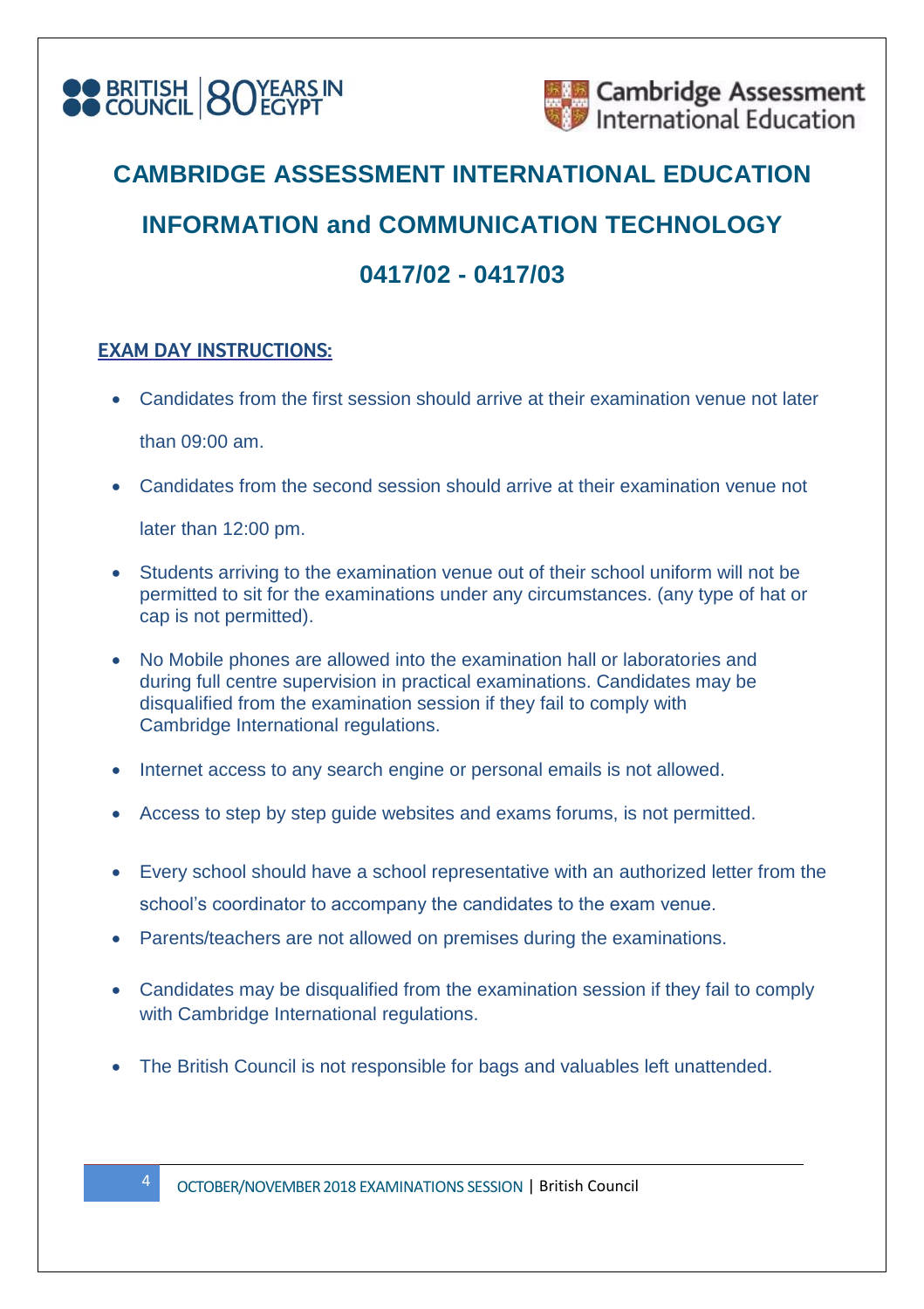# CAMBRIDGE ASSESSMENT INTERNATIONAL EDUCATION

# INFORMATION and COMMUNICATION TECHNOLOGY

# 0417/02 - 0417/03

## EXAM DAY INSTRUCTIONS:

- Candidates from the first session should arrive at their examination venue not later than 09:00 am.
- Candidates from the second session should arrive at their examination venue not later than 12:00 pm.
- Students arriving to the examination venue out of their school uniform will not be permitted to sit for the examinations under any circumstances. (any type of hat or cap is not permitted).
- No Mobile phones are allowed into the examination hall or laboratories and during full centre supervision in practical examinations. Candidates may be disqualified from the examination session if they fail to comply with Cambridge International regulations.
- Internet access to any search engine or personal emails is not allowed.
- Access to step by step guide websites and exams forums, is not permitted.
- Every school should have a school representative with an authorized letter from the school's coordinator to accompany the candidates to the exam venue.
- Parents/teachers are not allowed on premises during the examinations.
- Candidates may be disqualified from the examination session if they fail to comply with Cambridge International regulations.
- The British Council is not responsible for bags and valuables left unattended.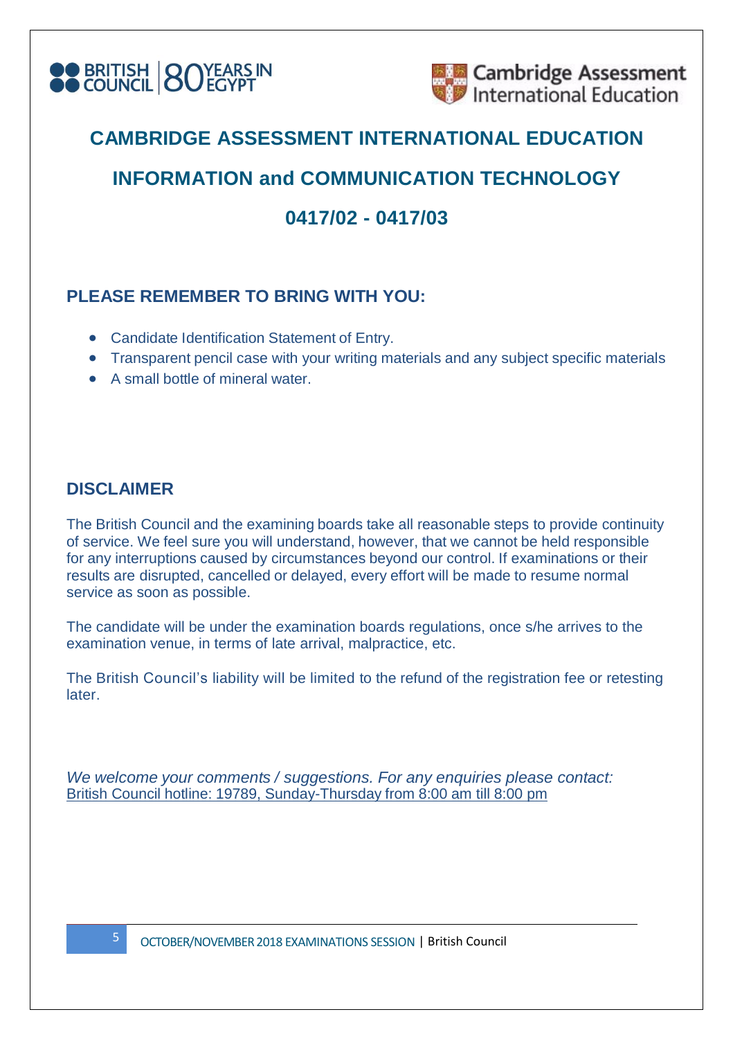# CAMBRIDGE ASSESSMENT INTERNATIONAL EDUCATION

# INFORMATION and COMMUNICATION TECHNOLOGY

# 0417/02 - 0417/03

## PLEASE REMEMBER TO BRING WITH YOU:

- Candidate Identification Statement of Entry.
- Transparent pencil case with your writing materials and any subject specific materials
- A small bottle of mineral water.

## DISCLAIMER

The British Council and the examining boards take all reasonable steps to provide continuity of service. We feel sure you will understand, however, that we cannot be held responsible for any interruptions caused by circumstances beyond our control. If examinations or their results are disrupted, cancelled or delayed, every effort will be made to resume normal service as soon as possible.

The candidate will be under the examination boards regulations, once s/he arrives to the examination venue, in terms of late arrival, malpractice, etc.

The British Council's liability will be limited to the refund of the registration fee or retesting later.

*We welcome your comments / suggestions. For any enquiries please contact:*
British Council hotline: 19789, Sunday-Thursday from 8:00 am till 8:00 pm